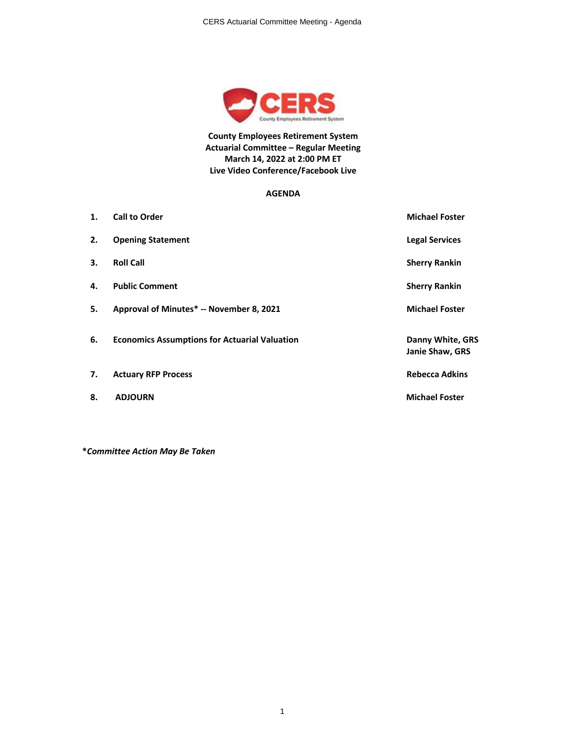**County Employees Retirement System**
**Actuarial Committee – Regular Meeting**
**March 14, 2022 at 2:00 PM ET**
**Live Video Conference/Facebook Live**

**AGENDA**

| | | |
|---|---|---|
| **1.** | **Call to Order** | **Michael Foster** |
| **2.** | **Opening Statement** | **Legal Services** |
| **3.** | **Roll Call** | **Sherry Rankin** |
| **4.** | **Public Comment** | **Sherry Rankin** |
| **5.** | **Approval of Minutes* -- November 8, 2021** | **Michael Foster** |
| **6.** | **Economics Assumptions for Actuarial Valuation** | **Danny White, GRS**<br>**Janie Shaw, GRS** |
| **7.** | **Actuary RFP Process** | **Rebecca Adkins** |
| **8.** | **ADJOURN** | **Michael Foster** |

***Committee Action May Be Taken***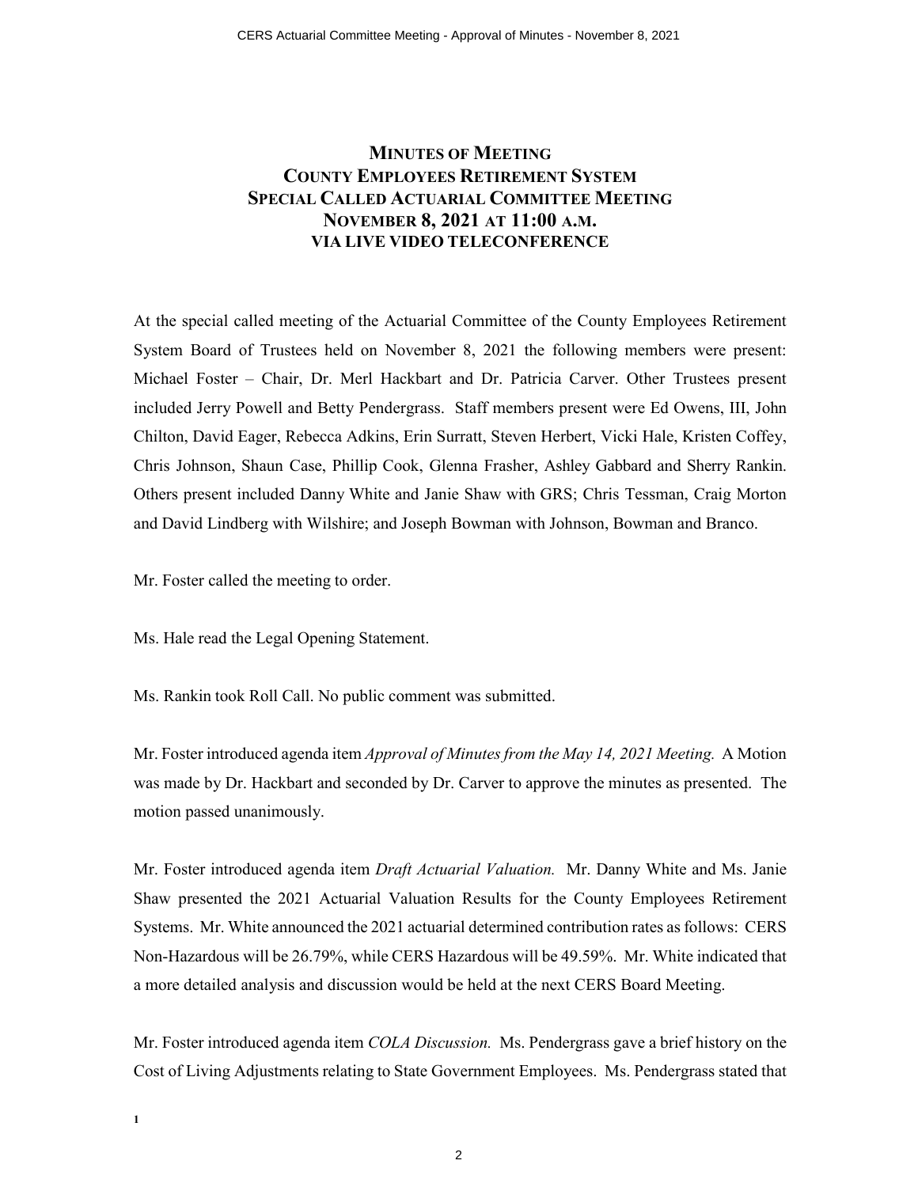# **MINUTES OF MEETING**
# **COUNTY EMPLOYEES RETIREMENT SYSTEM**
# **SPECIAL CALLED ACTUARIAL COMMITTEE MEETING**
# **NOVEMBER 8, 2021 AT 11:00 A.M.**
# **VIA LIVE VIDEO TELECONFERENCE**

At the special called meeting of the Actuarial Committee of the County Employees Retirement System Board of Trustees held on November 8, 2021 the following members were present: Michael Foster – Chair, Dr. Merl Hackbart and Dr. Patricia Carver. Other Trustees present included Jerry Powell and Betty Pendergrass. Staff members present were Ed Owens, III, John Chilton, David Eager, Rebecca Adkins, Erin Surratt, Steven Herbert, Vicki Hale, Kristen Coffey, Chris Johnson, Shaun Case, Phillip Cook, Glenna Frasher, Ashley Gabbard and Sherry Rankin. Others present included Danny White and Janie Shaw with GRS; Chris Tessman, Craig Morton and David Lindberg with Wilshire; and Joseph Bowman with Johnson, Bowman and Branco.

Mr. Foster called the meeting to order.

Ms. Hale read the Legal Opening Statement.

Ms. Rankin took Roll Call. No public comment was submitted.

Mr. Foster introduced agenda item *Approval of Minutes from the May 14, 2021 Meeting.* A Motion was made by Dr. Hackbart and seconded by Dr. Carver to approve the minutes as presented. The motion passed unanimously.

Mr. Foster introduced agenda item *Draft Actuarial Valuation.* Mr. Danny White and Ms. Janie Shaw presented the 2021 Actuarial Valuation Results for the County Employees Retirement Systems. Mr. White announced the 2021 actuarial determined contribution rates as follows: CERS Non-Hazardous will be 26.79%, while CERS Hazardous will be 49.59%. Mr. White indicated that a more detailed analysis and discussion would be held at the next CERS Board Meeting.

Mr. Foster introduced agenda item *COLA Discussion.* Ms. Pendergrass gave a brief history on the Cost of Living Adjustments relating to State Government Employees. Ms. Pendergrass stated that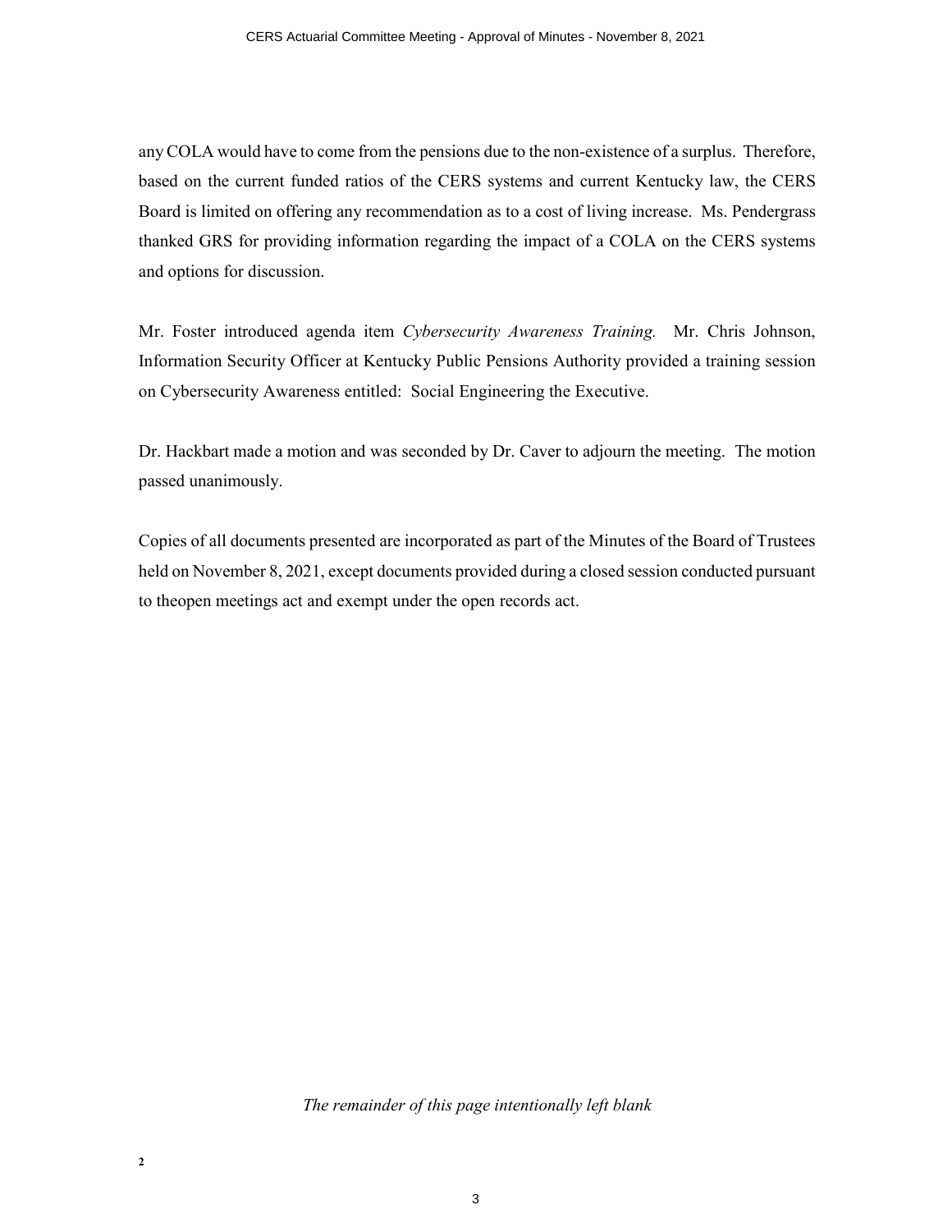any COLA would have to come from the pensions due to the non-existence of a surplus. Therefore, based on the current funded ratios of the CERS systems and current Kentucky law, the CERS Board is limited on offering any recommendation as to a cost of living increase. Ms. Pendergrass thanked GRS for providing information regarding the impact of a COLA on the CERS systems and options for discussion.

Mr. Foster introduced agenda item *Cybersecurity Awareness Training.* Mr. Chris Johnson, Information Security Officer at Kentucky Public Pensions Authority provided a training session on Cybersecurity Awareness entitled: Social Engineering the Executive.

Dr. Hackbart made a motion and was seconded by Dr. Caver to adjourn the meeting. The motion passed unanimously.

Copies of all documents presented are incorporated as part of the Minutes of the Board of Trustees held on November 8, 2021, except documents provided during a closed session conducted pursuant to theopen meetings act and exempt under the open records act.

*The remainder of this page intentionally left blank*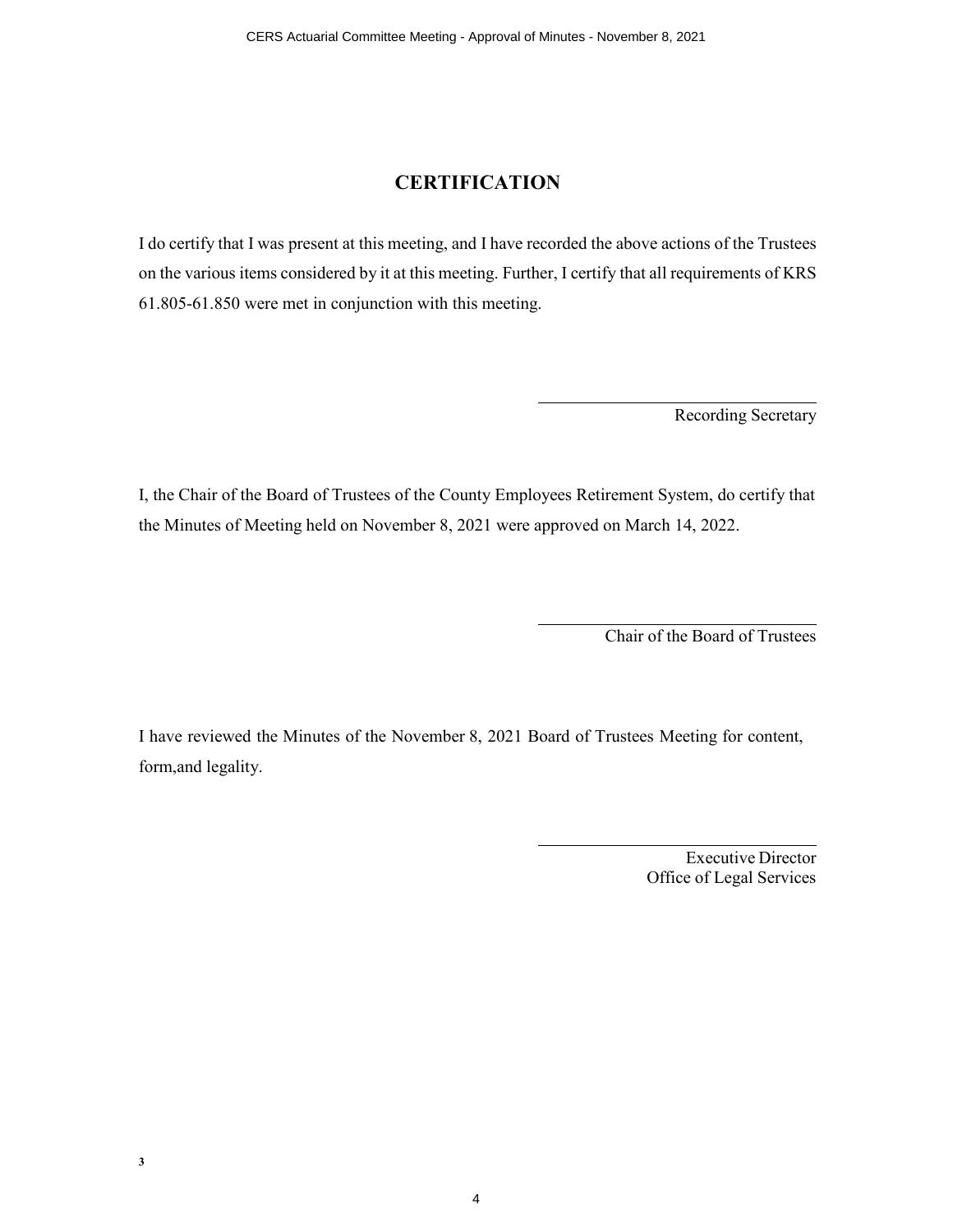## CERTIFICATION

I do certify that I was present at this meeting, and I have recorded the above actions of the Trustees on the various items considered by it at this meeting. Further, I certify that all requirements of KRS 61.805-61.850 were met in conjunction with this meeting.

\_\_\_\_\_\_\_\_\_\_\_\_\_\_\_\_\_\_\_\_\_\_\_\_\_\_\_\_

Recording Secretary

I, the Chair of the Board of Trustees of the County Employees Retirement System, do certify that the Minutes of Meeting held on November 8, 2021 were approved on March 14, 2022.

\_\_\_\_\_\_\_\_\_\_\_\_\_\_\_\_\_\_\_\_\_\_\_\_\_\_\_\_

Chair of the Board of Trustees

I have reviewed the Minutes of the November 8, 2021 Board of Trustees Meeting for content, form,and legality.

\_\_\_\_\_\_\_\_\_\_\_\_\_\_\_\_\_\_\_\_\_\_\_\_\_\_\_\_

Executive Director
Office of Legal Services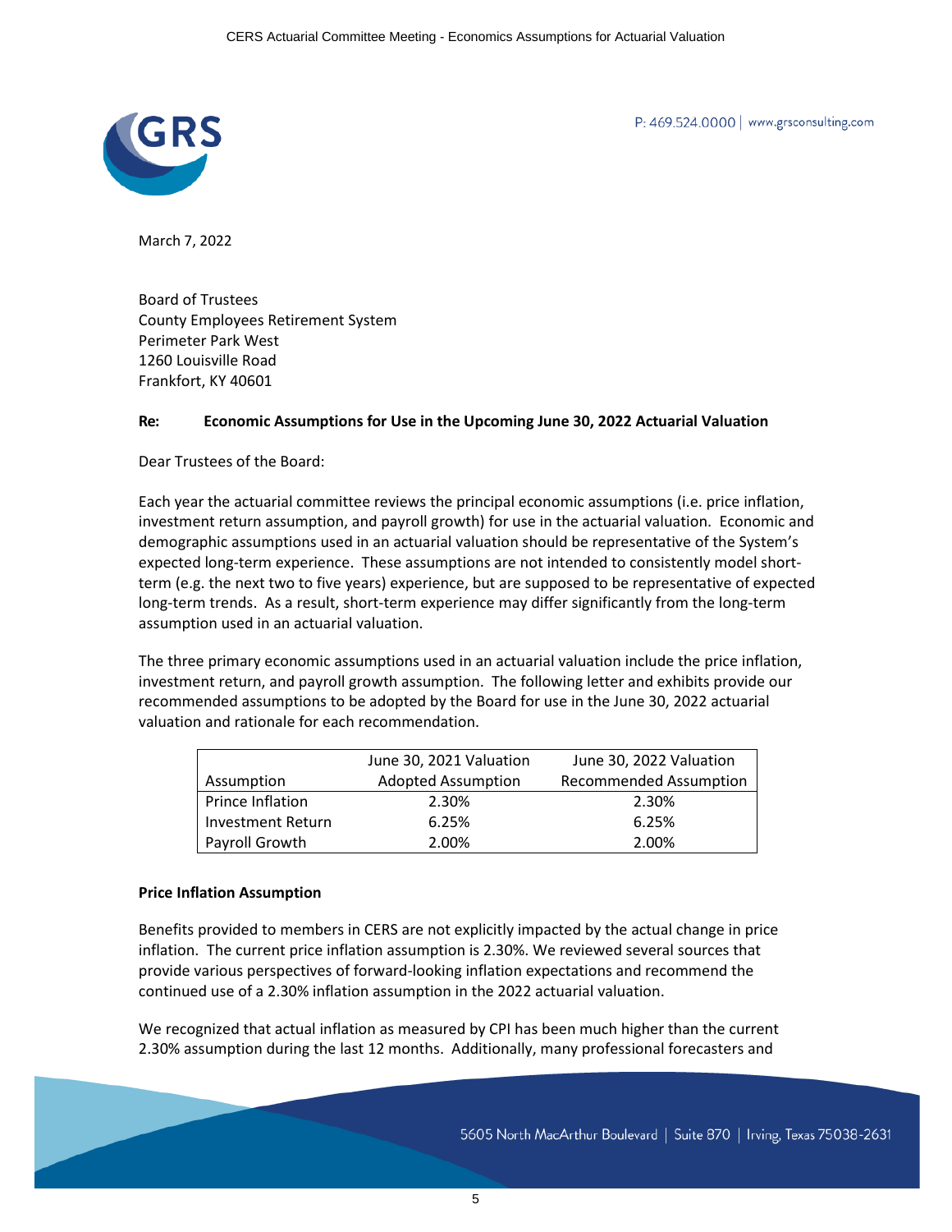March 7, 2022

Board of Trustees
County Employees Retirement System
Perimeter Park West
1260 Louisville Road
Frankfort, KY 40601

**Re: Economic Assumptions for Use in the Upcoming June 30, 2022 Actuarial Valuation**

Dear Trustees of the Board:

Each year the actuarial committee reviews the principal economic assumptions (i.e. price inflation, investment return assumption, and payroll growth) for use in the actuarial valuation. Economic and demographic assumptions used in an actuarial valuation should be representative of the System's expected long-term experience. These assumptions are not intended to consistently model short-term (e.g. the next two to five years) experience, but are supposed to be representative of expected long-term trends. As a result, short-term experience may differ significantly from the long-term assumption used in an actuarial valuation.

The three primary economic assumptions used in an actuarial valuation include the price inflation, investment return, and payroll growth assumption. The following letter and exhibits provide our recommended assumptions to be adopted by the Board for use in the June 30, 2022 actuarial valuation and rationale for each recommendation.

| Assumption | June 30, 2021 Valuation Adopted Assumption | June 30, 2022 Valuation Recommended Assumption |
|---|---|---|
| Prince Inflation | 2.30% | 2.30% |
| Investment Return | 6.25% | 6.25% |
| Payroll Growth | 2.00% | 2.00% |

**Price Inflation Assumption**

Benefits provided to members in CERS are not explicitly impacted by the actual change in price inflation. The current price inflation assumption is 2.30%. We reviewed several sources that provide various perspectives of forward-looking inflation expectations and recommend the continued use of a 2.30% inflation assumption in the 2022 actuarial valuation.

We recognized that actual inflation as measured by CPI has been much higher than the current 2.30% assumption during the last 12 months. Additionally, many professional forecasters and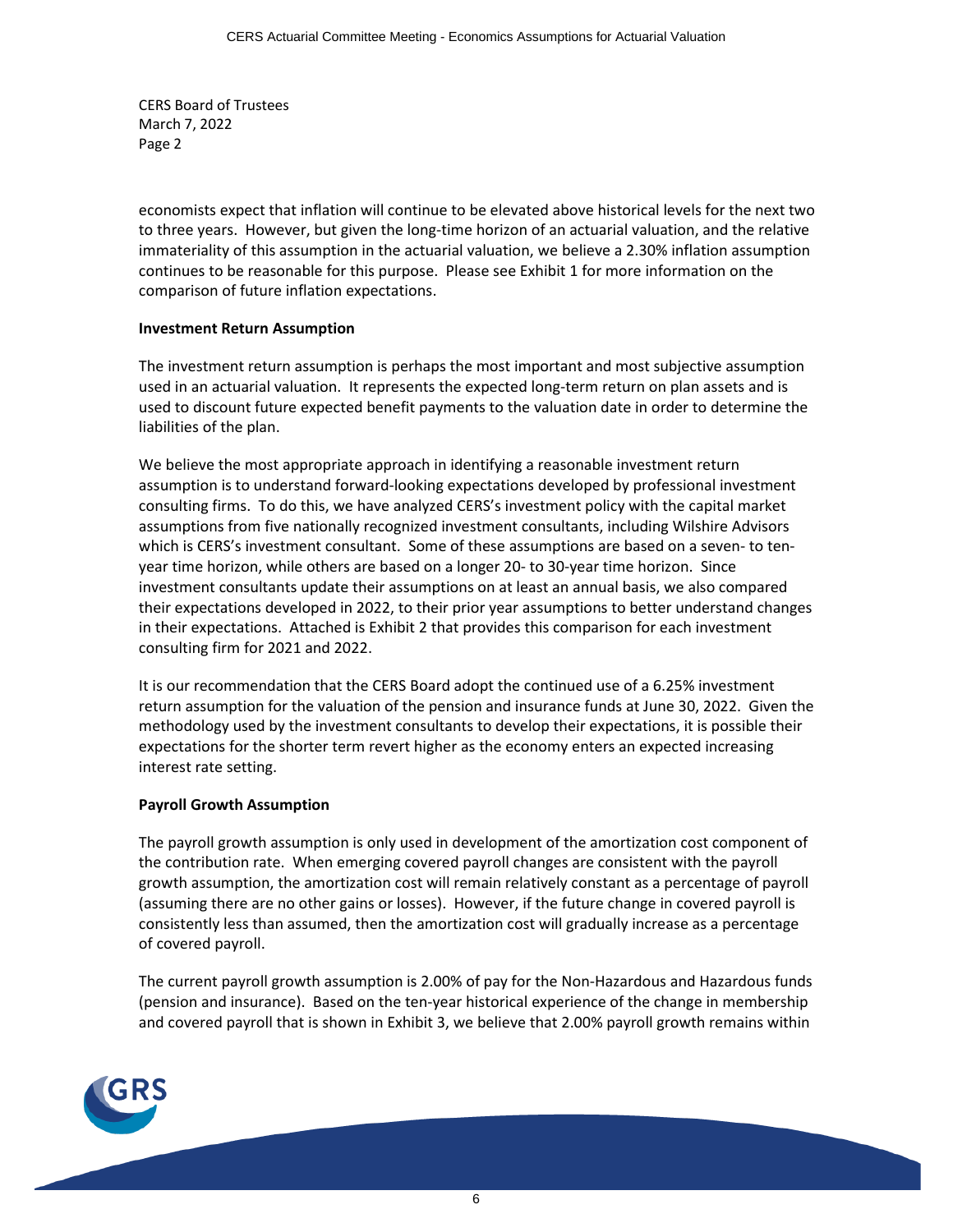CERS Board of Trustees
March 7, 2022
Page 2

economists expect that inflation will continue to be elevated above historical levels for the next two to three years. However, but given the long-time horizon of an actuarial valuation, and the relative immateriality of this assumption in the actuarial valuation, we believe a 2.30% inflation assumption continues to be reasonable for this purpose. Please see Exhibit 1 for more information on the comparison of future inflation expectations.

**Investment Return Assumption**

The investment return assumption is perhaps the most important and most subjective assumption used in an actuarial valuation. It represents the expected long-term return on plan assets and is used to discount future expected benefit payments to the valuation date in order to determine the liabilities of the plan.

We believe the most appropriate approach in identifying a reasonable investment return assumption is to understand forward-looking expectations developed by professional investment consulting firms. To do this, we have analyzed CERS's investment policy with the capital market assumptions from five nationally recognized investment consultants, including Wilshire Advisors which is CERS's investment consultant. Some of these assumptions are based on a seven- to ten-year time horizon, while others are based on a longer 20- to 30-year time horizon. Since investment consultants update their assumptions on at least an annual basis, we also compared their expectations developed in 2022, to their prior year assumptions to better understand changes in their expectations. Attached is Exhibit 2 that provides this comparison for each investment consulting firm for 2021 and 2022.

It is our recommendation that the CERS Board adopt the continued use of a 6.25% investment return assumption for the valuation of the pension and insurance funds at June 30, 2022. Given the methodology used by the investment consultants to develop their expectations, it is possible their expectations for the shorter term revert higher as the economy enters an expected increasing interest rate setting.

**Payroll Growth Assumption**

The payroll growth assumption is only used in development of the amortization cost component of the contribution rate. When emerging covered payroll changes are consistent with the payroll growth assumption, the amortization cost will remain relatively constant as a percentage of payroll (assuming there are no other gains or losses). However, if the future change in covered payroll is consistently less than assumed, then the amortization cost will gradually increase as a percentage of covered payroll.

The current payroll growth assumption is 2.00% of pay for the Non-Hazardous and Hazardous funds (pension and insurance). Based on the ten-year historical experience of the change in membership and covered payroll that is shown in Exhibit 3, we believe that 2.00% payroll growth remains within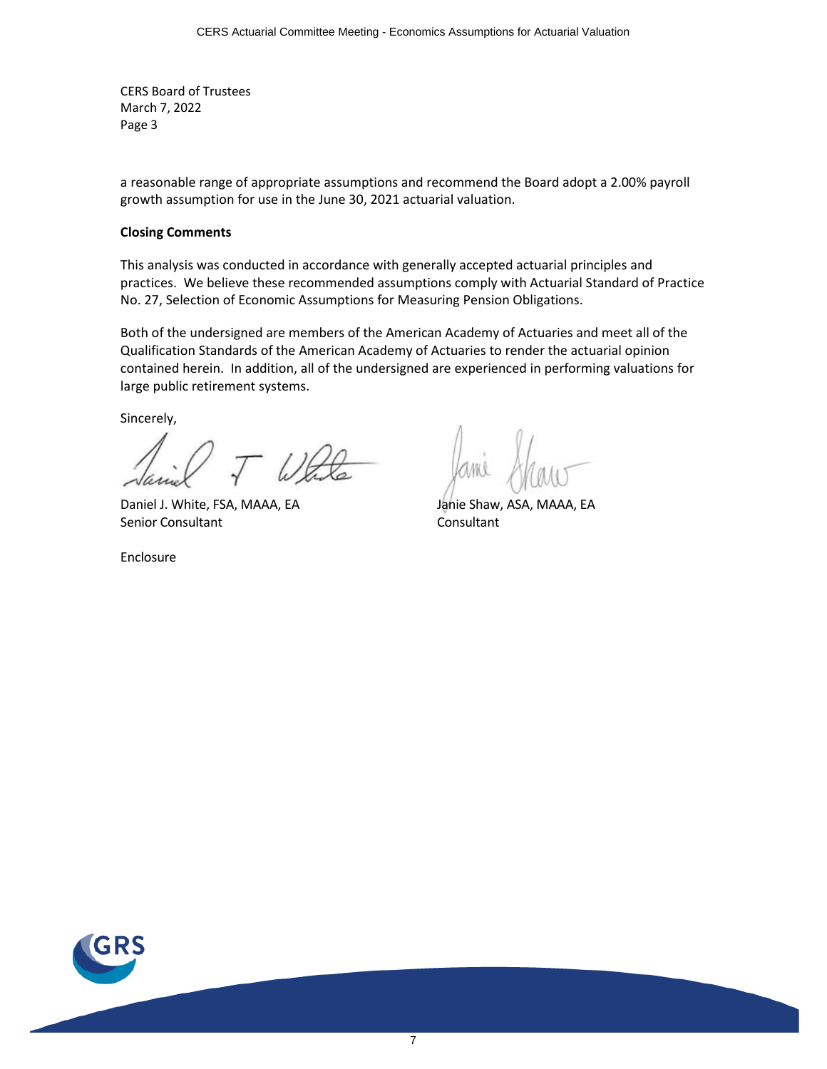CERS Board of Trustees
March 7, 2022
Page 3

a reasonable range of appropriate assumptions and recommend the Board adopt a 2.00% payroll growth assumption for use in the June 30, 2021 actuarial valuation.

**Closing Comments**

This analysis was conducted in accordance with generally accepted actuarial principles and practices. We believe these recommended assumptions comply with Actuarial Standard of Practice No. 27, Selection of Economic Assumptions for Measuring Pension Obligations.

Both of the undersigned are members of the American Academy of Actuaries and meet all of the Qualification Standards of the American Academy of Actuaries to render the actuarial opinion contained herein. In addition, all of the undersigned are experienced in performing valuations for large public retirement systems.

Sincerely,

Daniel J. White, FSA, MAAA, EA
Senior Consultant

Janie Shaw, ASA, MAAA, EA
Consultant

Enclosure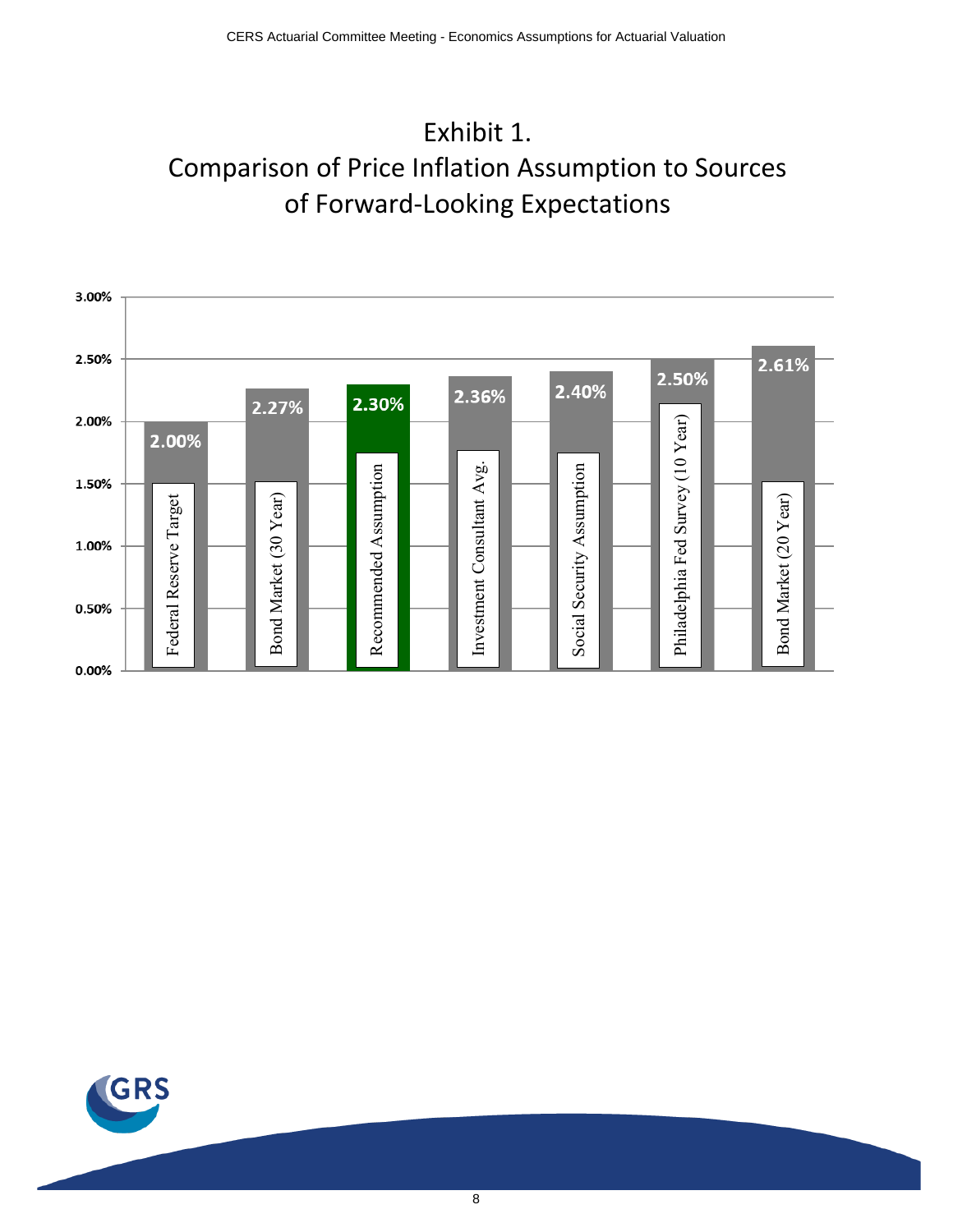# Exhibit 1.
# Comparison of Price Inflation Assumption to Sources of Forward-Looking Expectations

| Source | Rate |
|---|---|
| Federal Reserve Target | 2.00% |
| Bond Market (30 Year) | 2.27% |
| Recommended Assumption | 2.30% |
| Investment Consultant Avg. | 2.36% |
| Social Security Assumption | 2.40% |
| Philadelphia Fed Survey (10 Year) | 2.50% |
| Bond Market (20 Year) | 2.61% |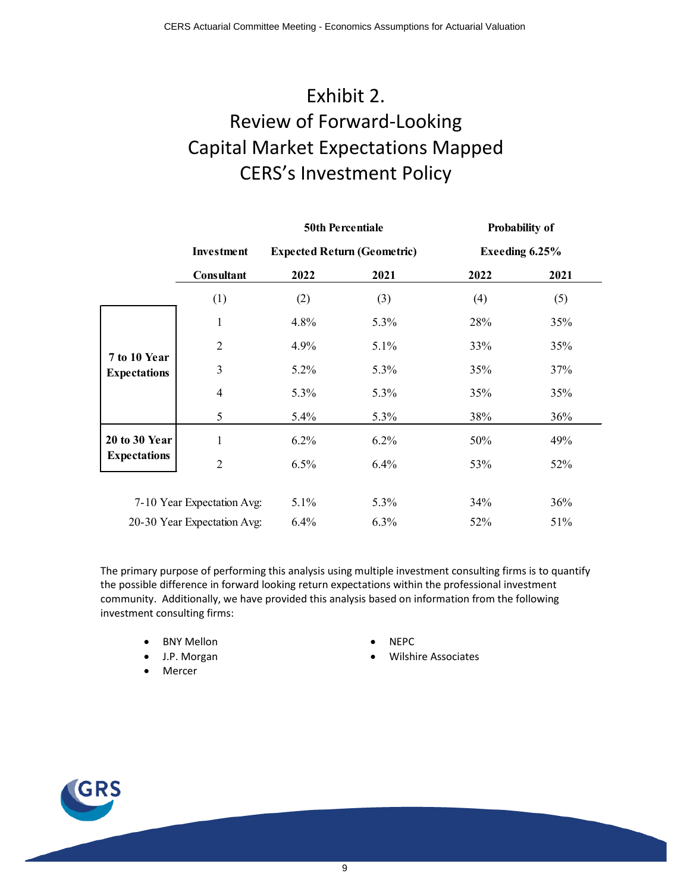# Exhibit 2.
# Review of Forward-Looking Capital Market Expectations Mapped CERS's Investment Policy

| | Investment Consultant | 50th Percentiale Expected Return (Geometric) | | Probability of Exeeding 6.25% | |
|---|---|---|---|---|---|
| | | 2022 | 2021 | 2022 | 2021 |
| | (1) | (2) | (3) | (4) | (5) |
| 7 to 10 Year Expectations | 1 | 4.8% | 5.3% | 28% | 35% |
| | 2 | 4.9% | 5.1% | 33% | 35% |
| | 3 | 5.2% | 5.3% | 35% | 37% |
| | 4 | 5.3% | 5.3% | 35% | 35% |
| | 5 | 5.4% | 5.3% | 38% | 36% |
| 20 to 30 Year Expectations | 1 | 6.2% | 6.2% | 50% | 49% |
| | 2 | 6.5% | 6.4% | 53% | 52% |
| 7-10 Year Expectation Avg: | | 5.1% | 5.3% | 34% | 36% |
| 20-30 Year Expectation Avg: | | 6.4% | 6.3% | 52% | 51% |

The primary purpose of performing this analysis using multiple investment consulting firms is to quantify the possible difference in forward looking return expectations within the professional investment community. Additionally, we have provided this analysis based on information from the following investment consulting firms:

- BNY Mellon
- J.P. Morgan
- Mercer
- NEPC
- Wilshire Associates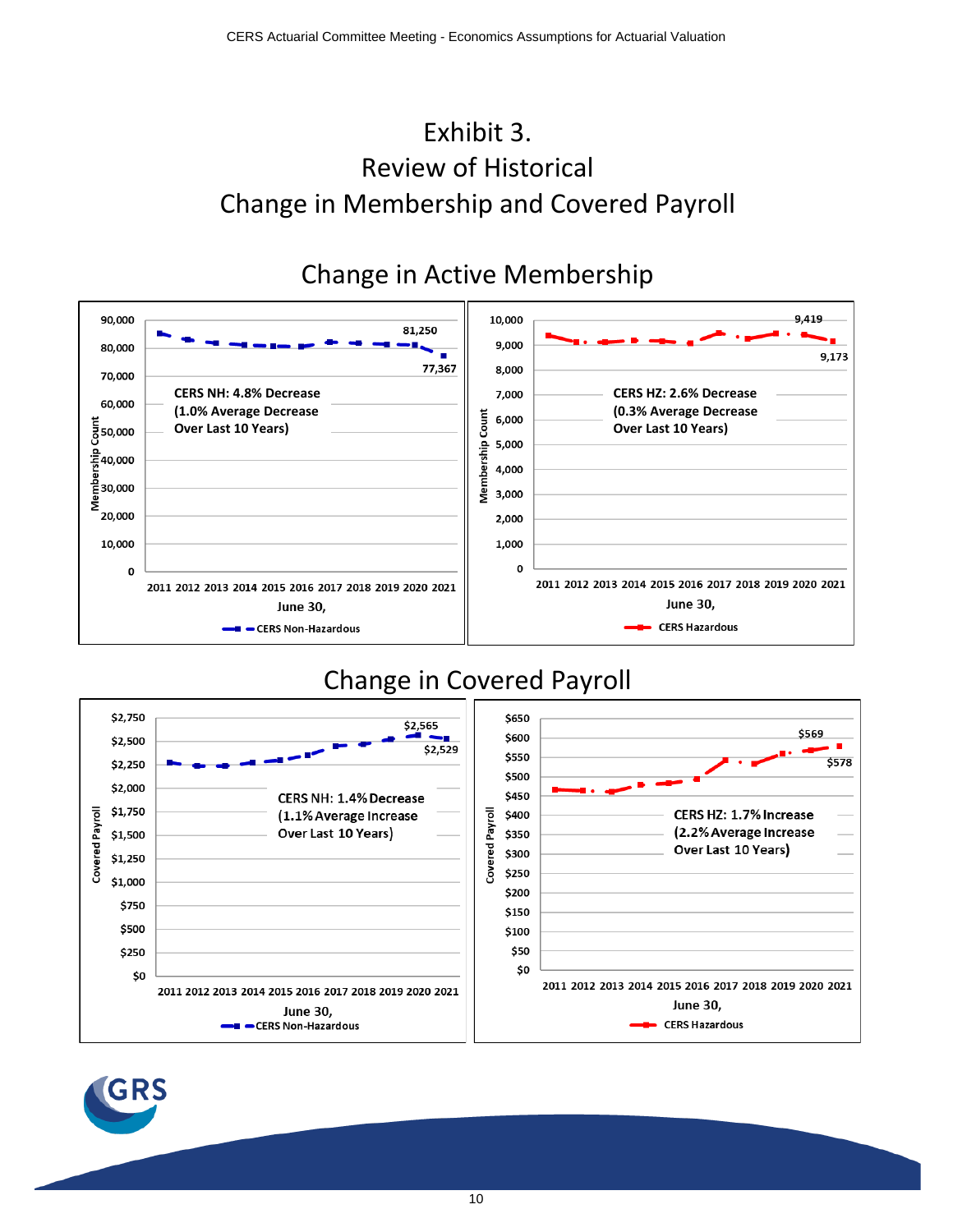# Exhibit 3.
# Review of Historical
# Change in Membership and Covered Payroll

## Change in Active Membership

**CERS Non-Hazardous** (Membership Count, June 30, 2011–2021): 81,250 (2020); 77,367 (2021)

CERS NH: 4.8% Decrease (1.0% Average Decrease Over Last 10 Years)

**CERS Hazardous** (Membership Count, June 30, 2011–2021): 9,419 (2020); 9,173 (2021)

CERS HZ: 2.6% Decrease (0.3% Average Decrease Over Last 10 Years)

## Change in Covered Payroll

**CERS Non-Hazardous** (Covered Payroll, June 30, 2011–2021): $2,565 (2020); $2,529 (2021)

CERS NH: 1.4% Decrease (1.1% Average Increase Over Last 10 Years)

**CERS Hazardous** (Covered Payroll, June 30, 2011–2021): $569 (2020); $578 (2021)

CERS HZ: 1.7% Increase (2.2% Average Increase Over Last 10 Years)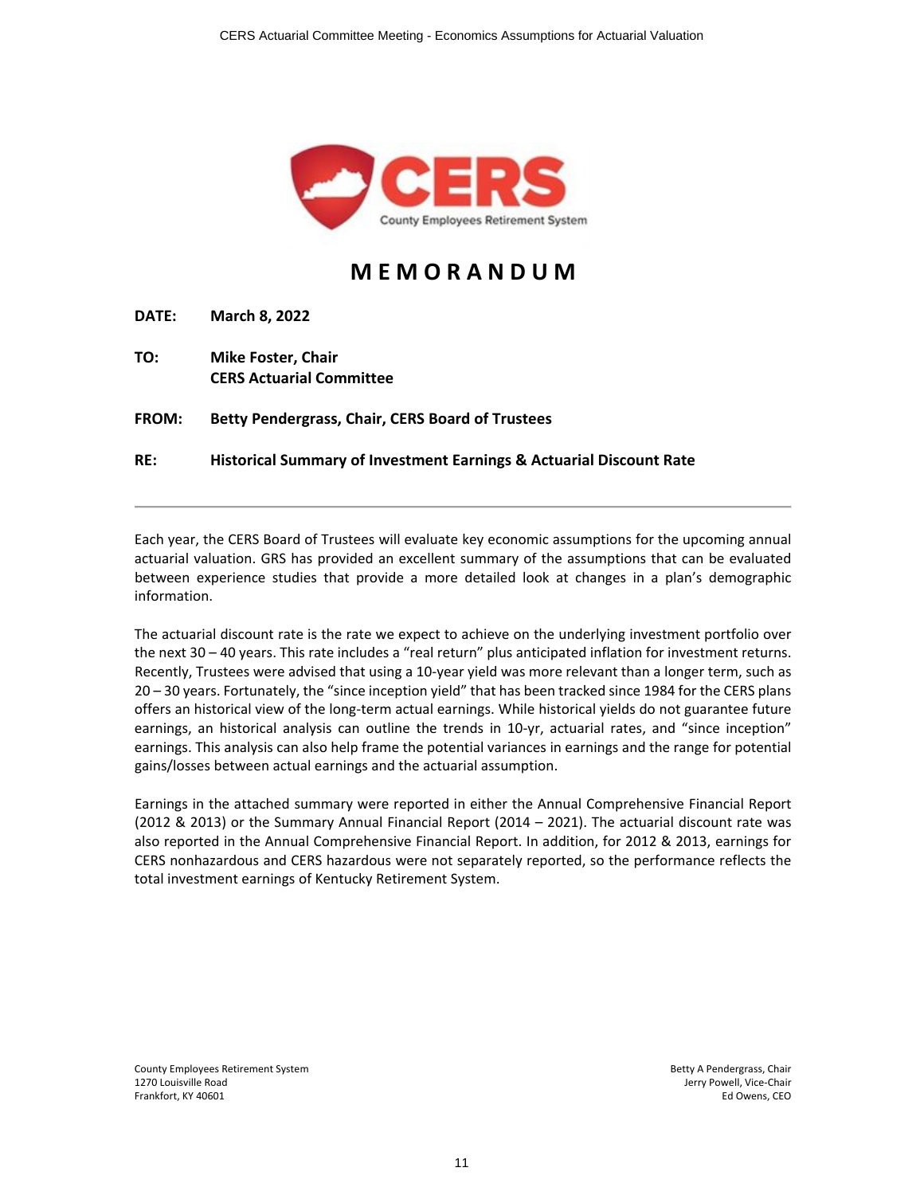# MEMORANDUM

**DATE:** **March 8, 2022**

**TO:** **Mike Foster, Chair**
**CERS Actuarial Committee**

**FROM:** **Betty Pendergrass, Chair, CERS Board of Trustees**

**RE:** **Historical Summary of Investment Earnings & Actuarial Discount Rate**

---

Each year, the CERS Board of Trustees will evaluate key economic assumptions for the upcoming annual actuarial valuation. GRS has provided an excellent summary of the assumptions that can be evaluated between experience studies that provide a more detailed look at changes in a plan's demographic information.

The actuarial discount rate is the rate we expect to achieve on the underlying investment portfolio over the next 30 – 40 years. This rate includes a "real return" plus anticipated inflation for investment returns. Recently, Trustees were advised that using a 10-year yield was more relevant than a longer term, such as 20 – 30 years. Fortunately, the "since inception yield" that has been tracked since 1984 for the CERS plans offers an historical view of the long-term actual earnings. While historical yields do not guarantee future earnings, an historical analysis can outline the trends in 10-yr, actuarial rates, and "since inception" earnings. This analysis can also help frame the potential variances in earnings and the range for potential gains/losses between actual earnings and the actuarial assumption.

Earnings in the attached summary were reported in either the Annual Comprehensive Financial Report (2012 & 2013) or the Summary Annual Financial Report (2014 – 2021). The actuarial discount rate was also reported in the Annual Comprehensive Financial Report. In addition, for 2012 & 2013, earnings for CERS nonhazardous and CERS hazardous were not separately reported, so the performance reflects the total investment earnings of Kentucky Retirement System.

County Employees Retirement System
1270 Louisville Road
Frankfort, KY 40601

Betty A Pendergrass, Chair
Jerry Powell, Vice-Chair
Ed Owens, CEO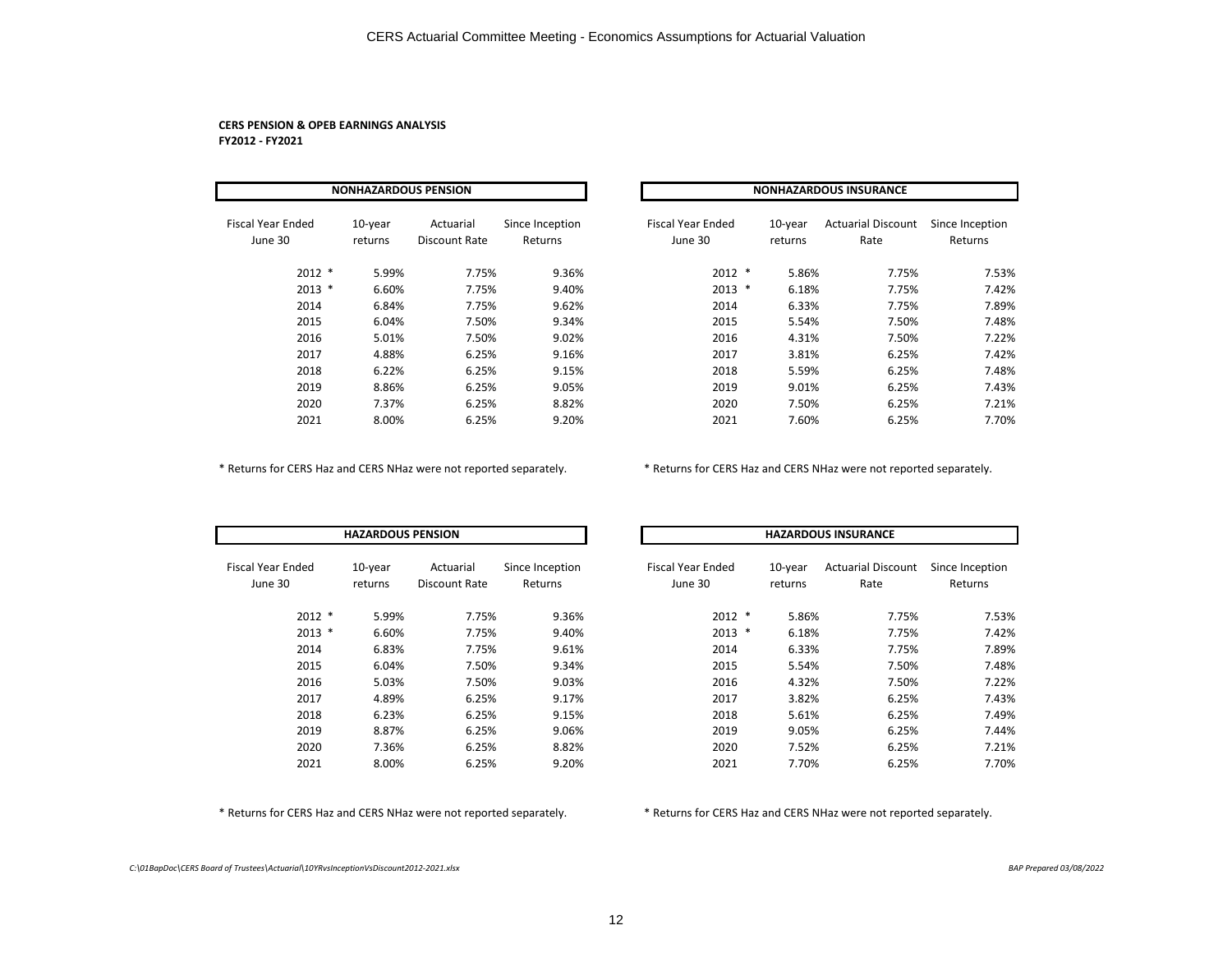**CERS PENSION & OPEB EARNINGS ANALYSIS**
**FY2012 - FY2021**

| NONHAZARDOUS PENSION | | | |
|---|---|---|---|
| Fiscal Year Ended June 30 | 10-year returns | Actuarial Discount Rate | Since Inception Returns |
| 2012 * | 5.99% | 7.75% | 9.36% |
| 2013 * | 6.60% | 7.75% | 9.40% |
| 2014 | 6.84% | 7.75% | 9.62% |
| 2015 | 6.04% | 7.50% | 9.34% |
| 2016 | 5.01% | 7.50% | 9.02% |
| 2017 | 4.88% | 6.25% | 9.16% |
| 2018 | 6.22% | 6.25% | 9.15% |
| 2019 | 8.86% | 6.25% | 9.05% |
| 2020 | 7.37% | 6.25% | 8.82% |
| 2021 | 8.00% | 6.25% | 9.20% |

* Returns for CERS Haz and CERS NHaz were not reported separately.

| NONHAZARDOUS INSURANCE | | | |
|---|---|---|---|
| Fiscal Year Ended June 30 | 10-year returns | Actuarial Discount Rate | Since Inception Returns |
| 2012 * | 5.86% | 7.75% | 7.53% |
| 2013 * | 6.18% | 7.75% | 7.42% |
| 2014 | 6.33% | 7.75% | 7.89% |
| 2015 | 5.54% | 7.50% | 7.48% |
| 2016 | 4.31% | 7.50% | 7.22% |
| 2017 | 3.81% | 6.25% | 7.42% |
| 2018 | 5.59% | 6.25% | 7.48% |
| 2019 | 9.01% | 6.25% | 7.43% |
| 2020 | 7.50% | 6.25% | 7.21% |
| 2021 | 7.60% | 6.25% | 7.70% |

* Returns for CERS Haz and CERS NHaz were not reported separately.

| HAZARDOUS PENSION | | | |
|---|---|---|---|
| Fiscal Year Ended June 30 | 10-year returns | Actuarial Discount Rate | Since Inception Returns |
| 2012 * | 5.99% | 7.75% | 9.36% |
| 2013 * | 6.60% | 7.75% | 9.40% |
| 2014 | 6.83% | 7.75% | 9.61% |
| 2015 | 6.04% | 7.50% | 9.34% |
| 2016 | 5.03% | 7.50% | 9.03% |
| 2017 | 4.89% | 6.25% | 9.17% |
| 2018 | 6.23% | 6.25% | 9.15% |
| 2019 | 8.87% | 6.25% | 9.06% |
| 2020 | 7.36% | 6.25% | 8.82% |
| 2021 | 8.00% | 6.25% | 9.20% |

* Returns for CERS Haz and CERS NHaz were not reported separately.

| HAZARDOUS INSURANCE | | | |
|---|---|---|---|
| Fiscal Year Ended June 30 | 10-year returns | Actuarial Discount Rate | Since Inception Returns |
| 2012 * | 5.86% | 7.75% | 7.53% |
| 2013 * | 6.18% | 7.75% | 7.42% |
| 2014 | 6.33% | 7.75% | 7.89% |
| 2015 | 5.54% | 7.50% | 7.48% |
| 2016 | 4.32% | 7.50% | 7.22% |
| 2017 | 3.82% | 6.25% | 7.43% |
| 2018 | 5.61% | 6.25% | 7.49% |
| 2019 | 9.05% | 6.25% | 7.44% |
| 2020 | 7.52% | 6.25% | 7.21% |
| 2021 | 7.70% | 6.25% | 7.70% |

* Returns for CERS Haz and CERS NHaz were not reported separately.

*C:\01BapDoc\CERS Board of Trustees\Actuarial\10YRvsInceptionVsDiscount2012-2021.xlsx*

*BAP Prepared 03/08/2022*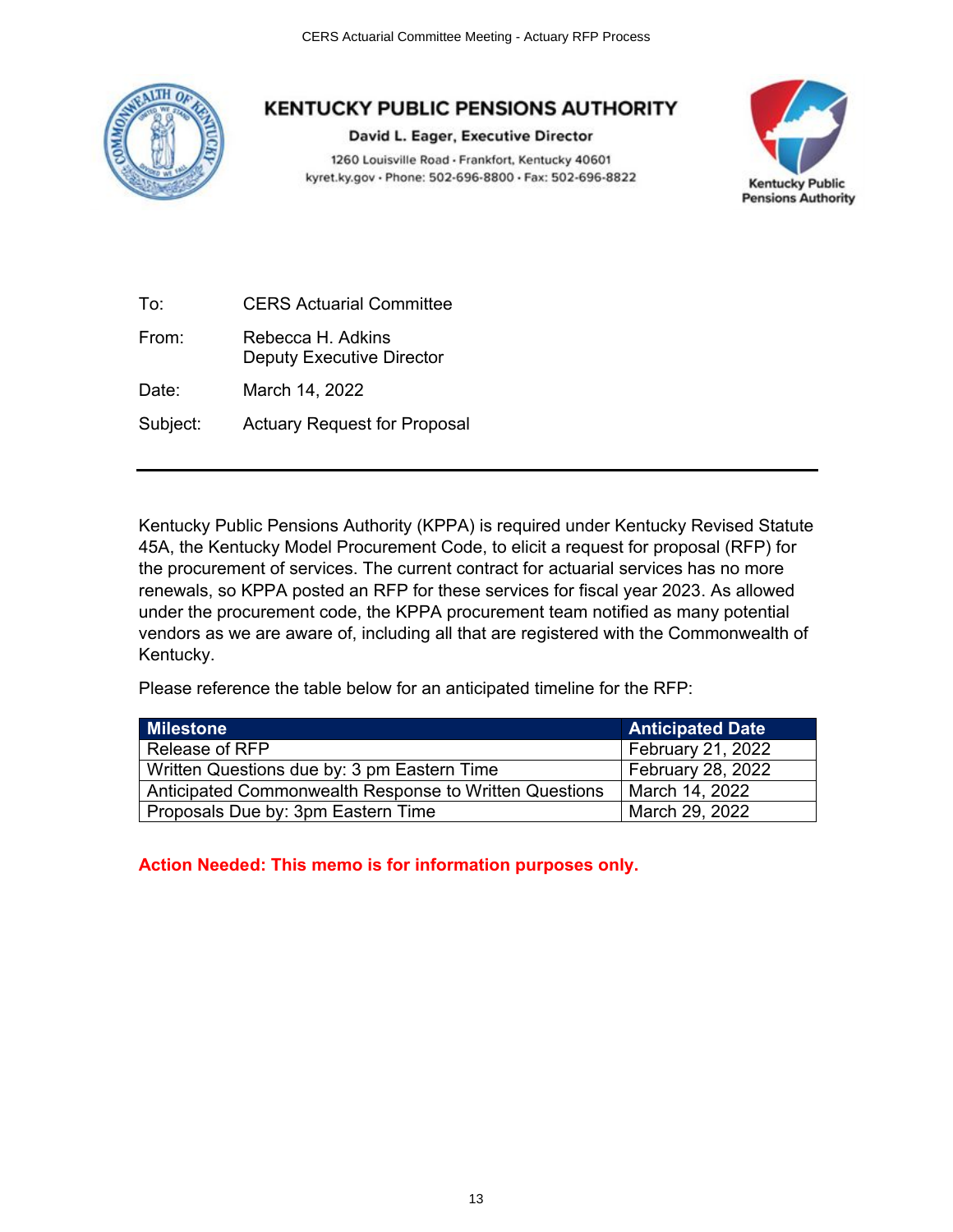# KENTUCKY PUBLIC PENSIONS AUTHORITY

**David L. Eager, Executive Director**

1260 Louisville Road • Frankfort, Kentucky 40601
kyret.ky.gov • Phone: 502-696-8800 • Fax: 502-696-8822

Kentucky Public Pensions Authority

To: CERS Actuarial Committee

From: Rebecca H. Adkins
Deputy Executive Director

Date: March 14, 2022

Subject: Actuary Request for Proposal

---

Kentucky Public Pensions Authority (KPPA) is required under Kentucky Revised Statute 45A, the Kentucky Model Procurement Code, to elicit a request for proposal (RFP) for the procurement of services. The current contract for actuarial services has no more renewals, so KPPA posted an RFP for these services for fiscal year 2023. As allowed under the procurement code, the KPPA procurement team notified as many potential vendors as we are aware of, including all that are registered with the Commonwealth of Kentucky.

Please reference the table below for an anticipated timeline for the RFP:

| Milestone | Anticipated Date |
|---|---|
| Release of RFP | February 21, 2022 |
| Written Questions due by: 3 pm Eastern Time | February 28, 2022 |
| Anticipated Commonwealth Response to Written Questions | March 14, 2022 |
| Proposals Due by: 3pm Eastern Time | March 29, 2022 |

**Action Needed: This memo is for information purposes only.**